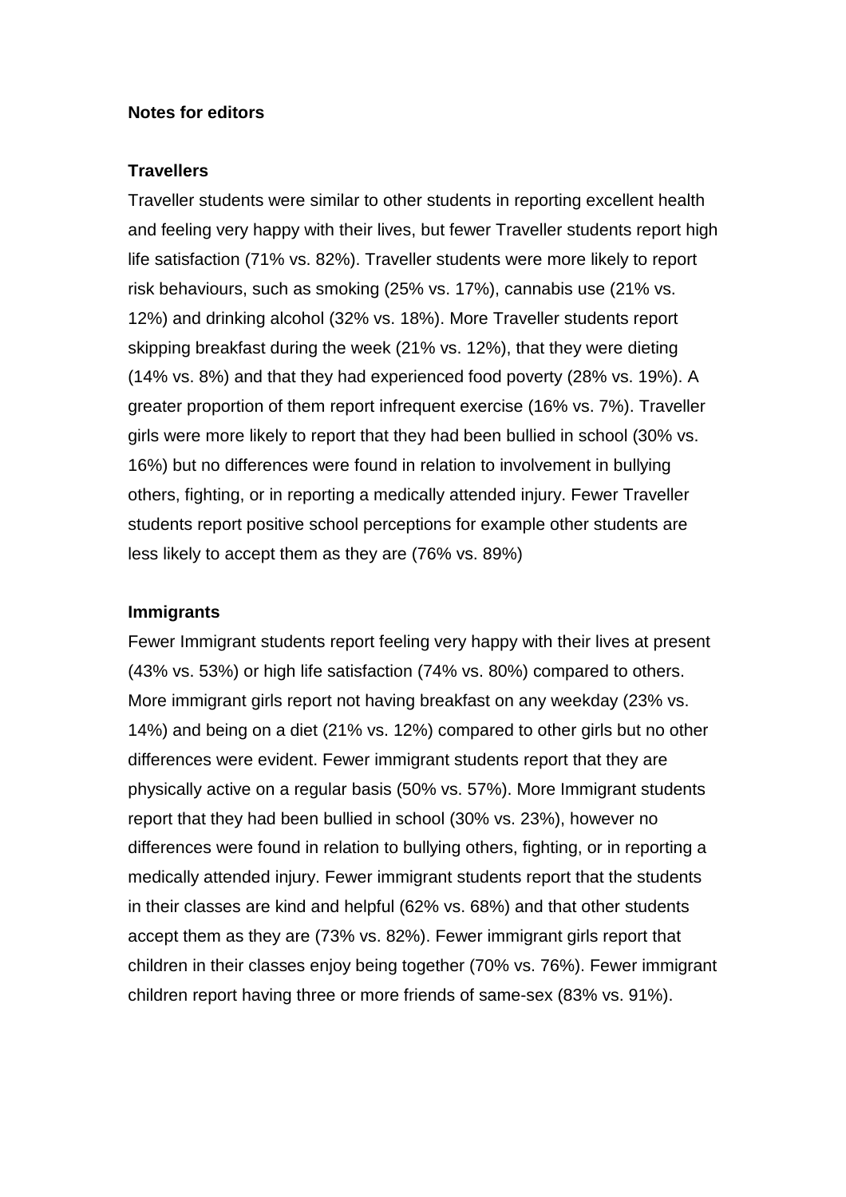**Notes for editors**

**Travellers**

Traveller students were similar to other students in reporting excellent health and feeling very happy with their lives, but fewer Traveller students report high life satisfaction (71% vs. 82%). Traveller students were more likely to report risk behaviours, such as smoking (25% vs. 17%), cannabis use (21% vs. 12%) and drinking alcohol (32% vs. 18%). More Traveller students report skipping breakfast during the week (21% vs. 12%), that they were dieting (14% vs. 8%) and that they had experienced food poverty (28% vs. 19%). A greater proportion of them report infrequent exercise (16% vs. 7%). Traveller girls were more likely to report that they had been bullied in school (30% vs. 16%) but no differences were found in relation to involvement in bullying others, fighting, or in reporting a medically attended injury. Fewer Traveller students report positive school perceptions for example other students are less likely to accept them as they are (76% vs. 89%)

**Immigrants**

Fewer Immigrant students report feeling very happy with their lives at present (43% vs. 53%) or high life satisfaction (74% vs. 80%) compared to others. More immigrant girls report not having breakfast on any weekday (23% vs. 14%) and being on a diet (21% vs. 12%) compared to other girls but no other differences were evident. Fewer immigrant students report that they are physically active on a regular basis (50% vs. 57%). More Immigrant students report that they had been bullied in school (30% vs. 23%), however no differences were found in relation to bullying others, fighting, or in reporting a medically attended injury. Fewer immigrant students report that the students in their classes are kind and helpful (62% vs. 68%) and that other students accept them as they are (73% vs. 82%). Fewer immigrant girls report that children in their classes enjoy being together (70% vs. 76%). Fewer immigrant children report having three or more friends of same-sex (83% vs. 91%).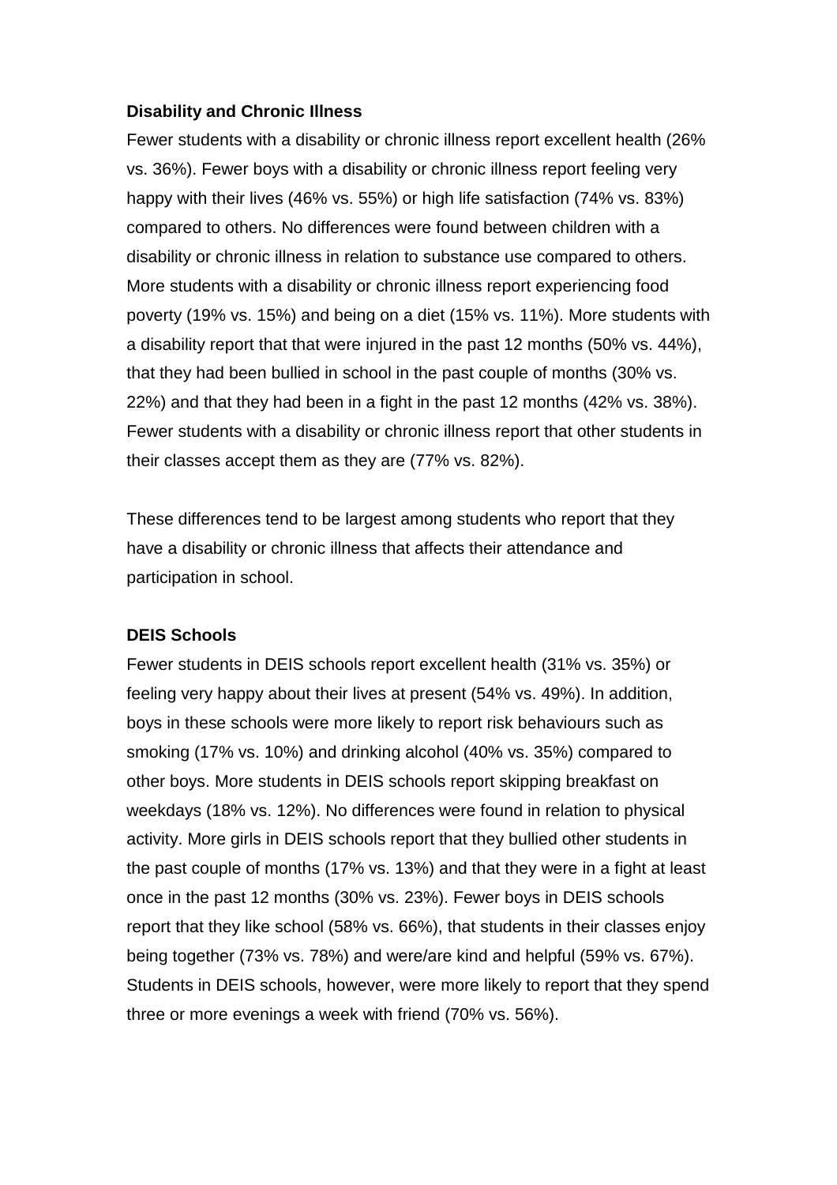**Disability and Chronic Illness**

Fewer students with a disability or chronic illness report excellent health (26% vs. 36%). Fewer boys with a disability or chronic illness report feeling very happy with their lives (46% vs. 55%) or high life satisfaction (74% vs. 83%) compared to others. No differences were found between children with a disability or chronic illness in relation to substance use compared to others. More students with a disability or chronic illness report experiencing food poverty (19% vs. 15%) and being on a diet (15% vs. 11%). More students with a disability report that that were injured in the past 12 months (50% vs. 44%), that they had been bullied in school in the past couple of months (30% vs. 22%) and that they had been in a fight in the past 12 months (42% vs. 38%). Fewer students with a disability or chronic illness report that other students in their classes accept them as they are (77% vs. 82%).

These differences tend to be largest among students who report that they have a disability or chronic illness that affects their attendance and participation in school.

**DEIS Schools**

Fewer students in DEIS schools report excellent health (31% vs. 35%) or feeling very happy about their lives at present (54% vs. 49%). In addition, boys in these schools were more likely to report risk behaviours such as smoking (17% vs. 10%) and drinking alcohol (40% vs. 35%) compared to other boys. More students in DEIS schools report skipping breakfast on weekdays (18% vs. 12%). No differences were found in relation to physical activity. More girls in DEIS schools report that they bullied other students in the past couple of months (17% vs. 13%) and that they were in a fight at least once in the past 12 months (30% vs. 23%). Fewer boys in DEIS schools report that they like school (58% vs. 66%), that students in their classes enjoy being together (73% vs. 78%) and were/are kind and helpful (59% vs. 67%). Students in DEIS schools, however, were more likely to report that they spend three or more evenings a week with friend (70% vs. 56%).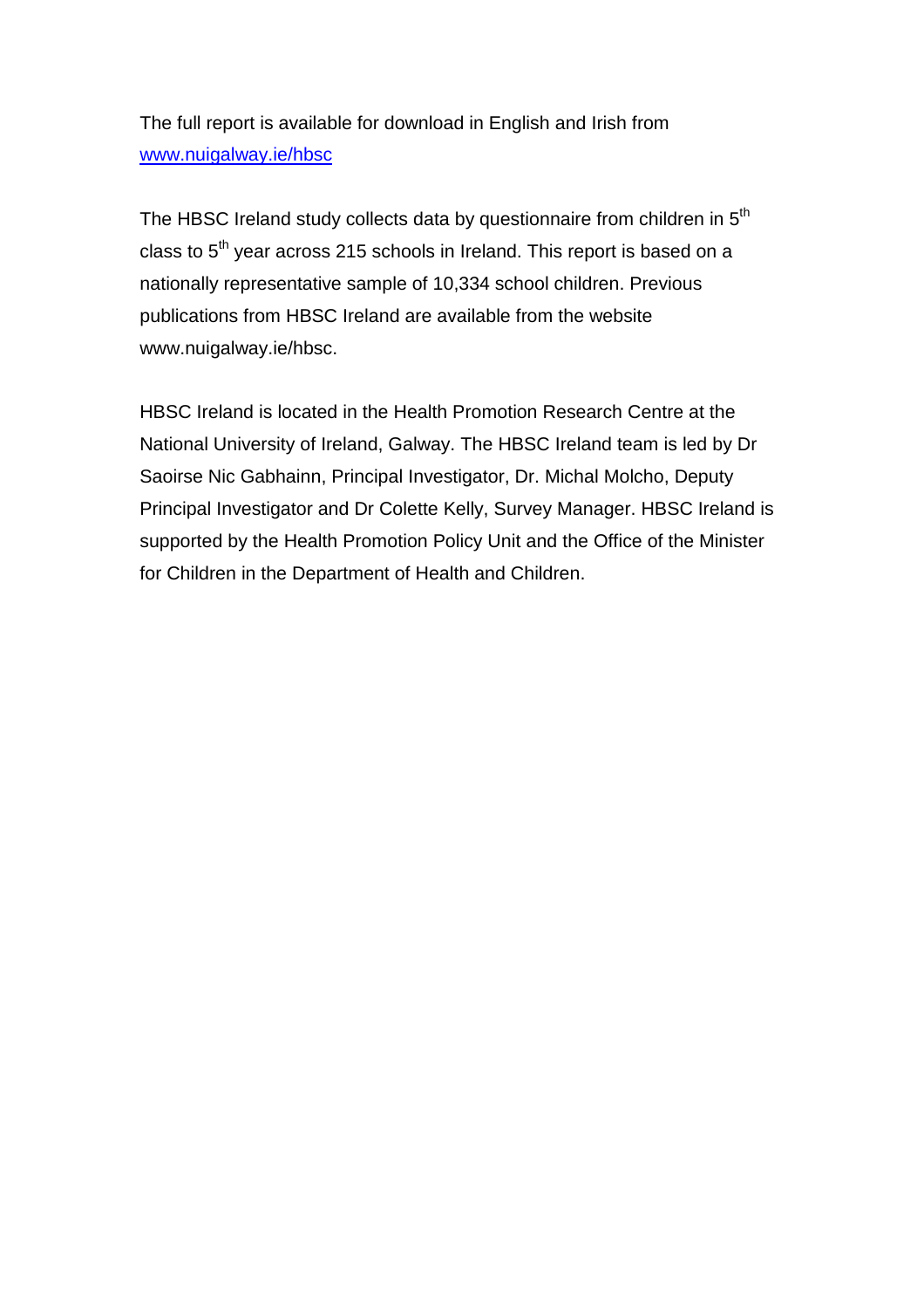The full report is available for download in English and Irish from [www.nuigalway.ie/hbsc](www.nuigalway.ie/hbsc)

The HBSC Ireland study collects data by questionnaire from children in 5th class to 5th year across 215 schools in Ireland. This report is based on a nationally representative sample of 10,334 school children. Previous publications from HBSC Ireland are available from the website www.nuigalway.ie/hbsc.

HBSC Ireland is located in the Health Promotion Research Centre at the National University of Ireland, Galway. The HBSC Ireland team is led by Dr Saoirse Nic Gabhainn, Principal Investigator, Dr. Michal Molcho, Deputy Principal Investigator and Dr Colette Kelly, Survey Manager. HBSC Ireland is supported by the Health Promotion Policy Unit and the Office of the Minister for Children in the Department of Health and Children.